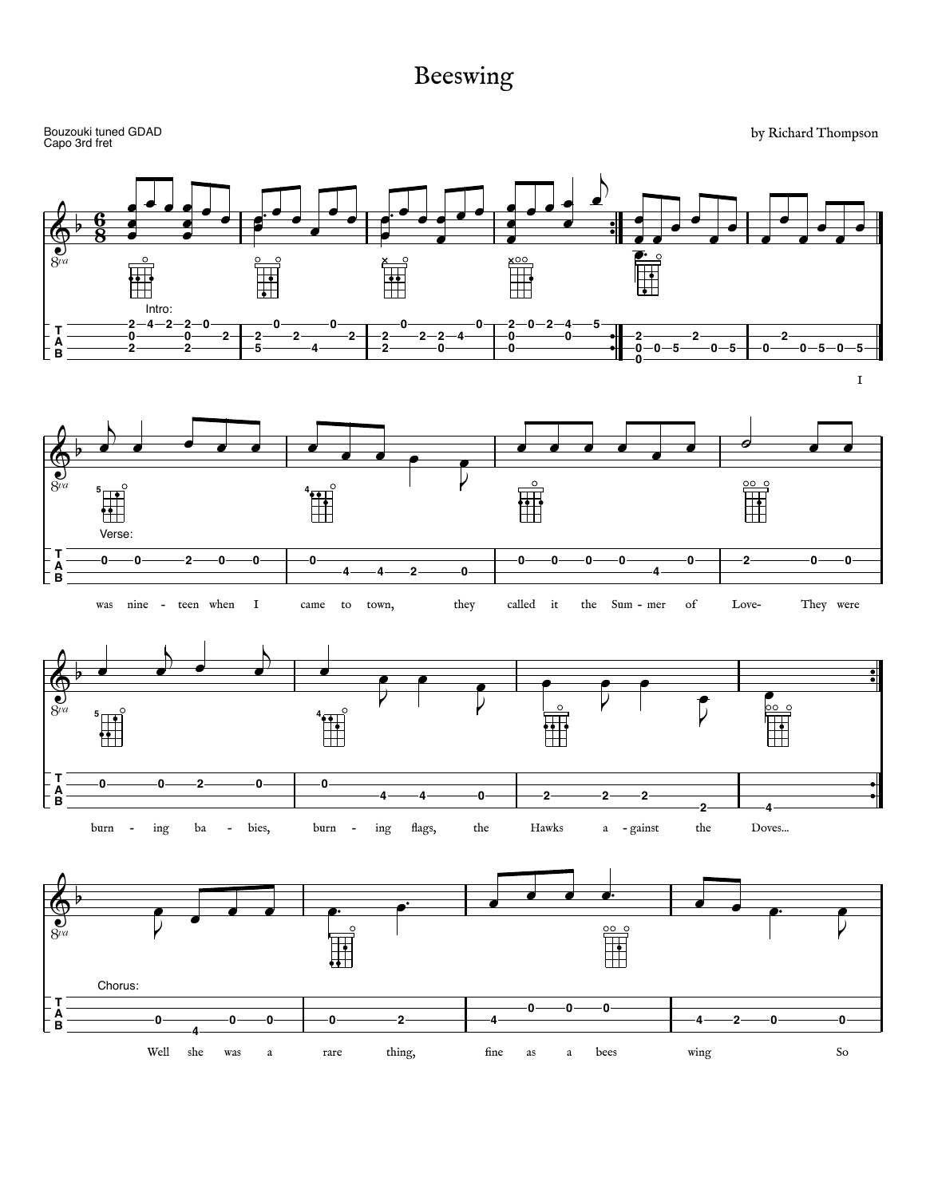# Beeswing

Bouzouki tuned GDAD
Capo 3rd fret

by Richard Thompson

Intro:

Verse:

I was nine - teen when I came to town, they called it the Sum - mer of Love- They were burn - ing ba - bies, burn - ing flags, the Hawks a - gainst the Doves...

Chorus:

Well she was a rare thing, fine as a bees wing So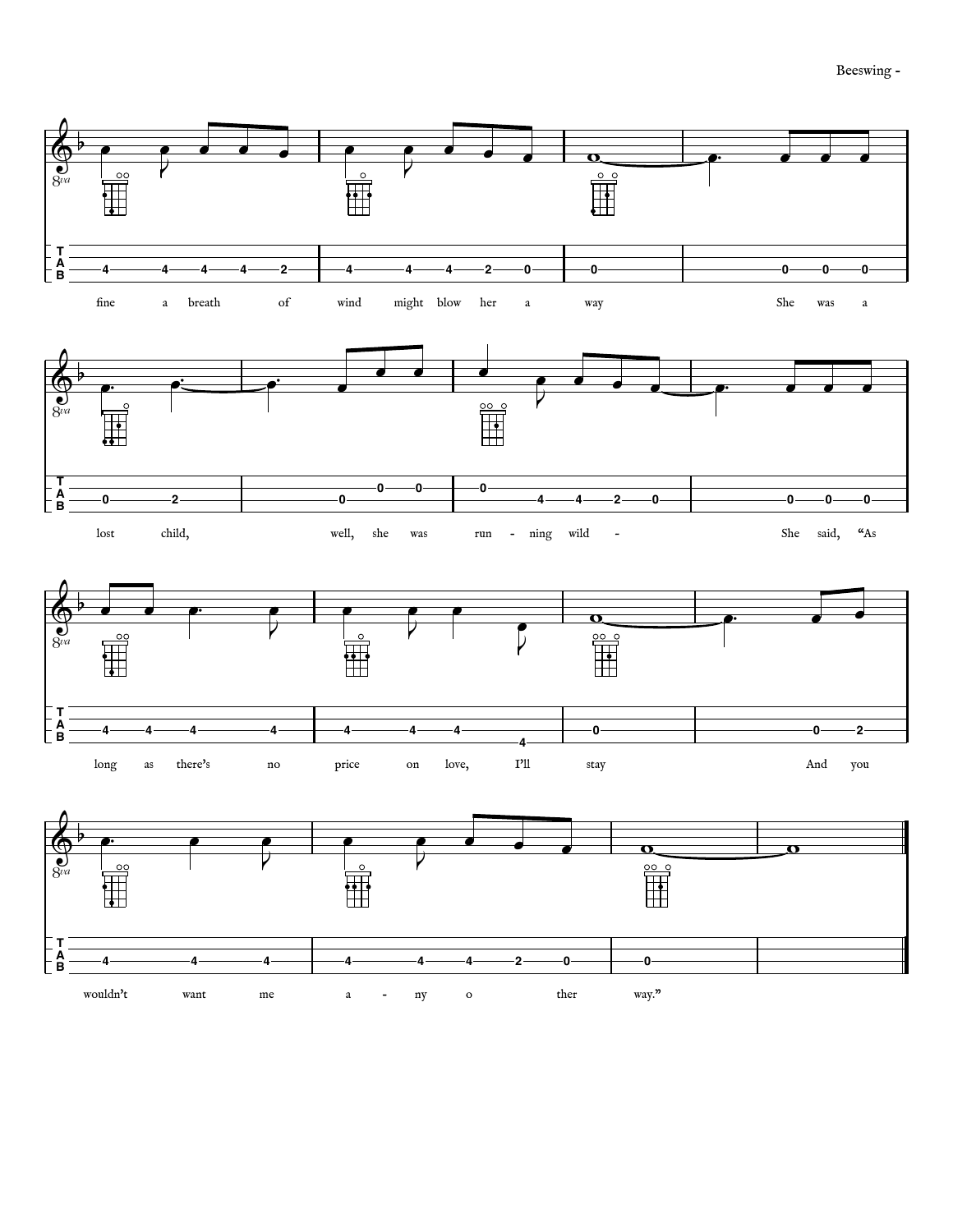fine a breath of wind might blow her a way She was a

lost child, well, she was run - ning wild - She said, "As

long as there's no price on love, I'll stay And you

wouldn't want me a - ny o ther way."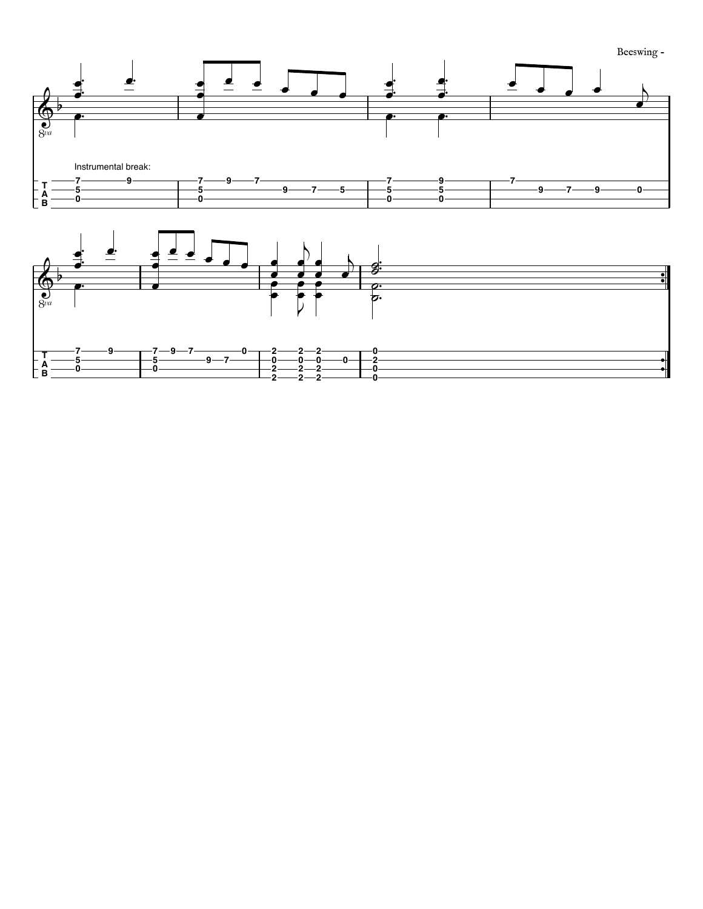Instrumental break: